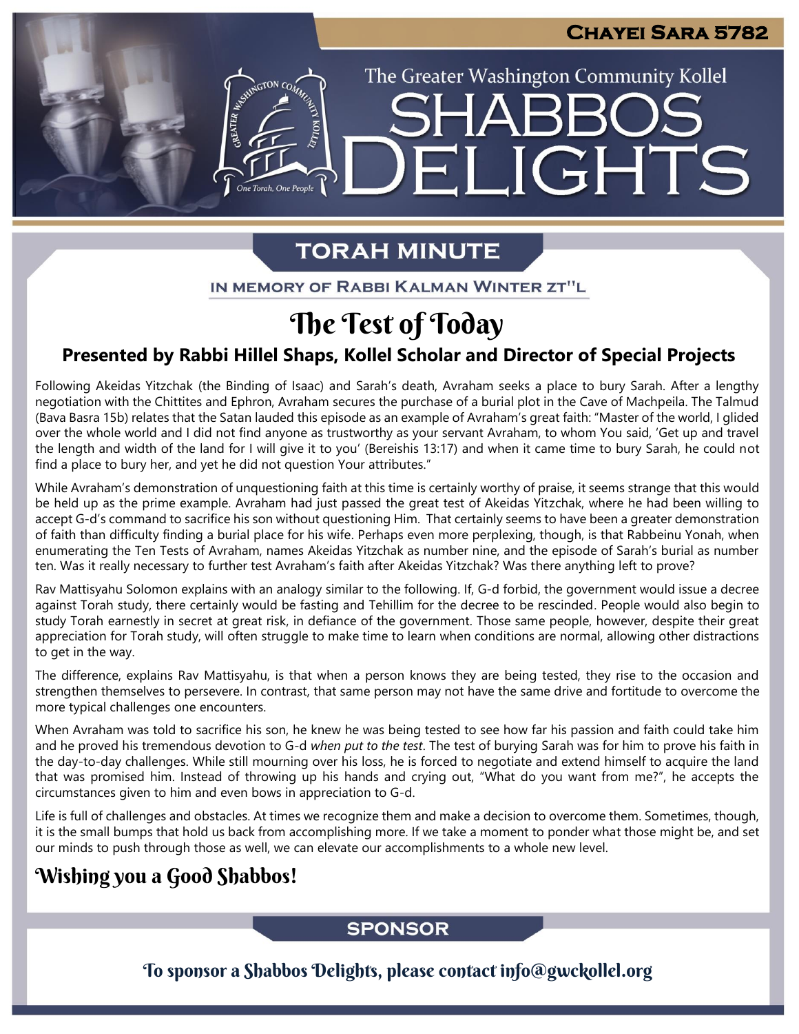Chayei Sara 5782

The Greater Washington Community Kollel

# Shabbos Delights

## Torah Minute

IN MEMORY OF RABBI KALMAN WINTER ZT"L

# The Test of Today

### Presented by Rabbi Hillel Shaps, Kollel Scholar and Director of Special Projects

Following Akeidas Yitzchak (the Binding of Isaac) and Sarah's death, Avraham seeks a place to bury Sarah. After a lengthy negotiation with the Chittites and Ephron, Avraham secures the purchase of a burial plot in the Cave of Machpeila. The Talmud (Bava Basra 15b) relates that the Satan lauded this episode as an example of Avraham's great faith: "Master of the world, I glided over the whole world and I did not find anyone as trustworthy as your servant Avraham, to whom You said, 'Get up and travel the length and width of the land for I will give it to you' (Bereishis 13:17) and when it came time to bury Sarah, he could not find a place to bury her, and yet he did not question Your attributes."

While Avraham's demonstration of unquestioning faith at this time is certainly worthy of praise, it seems strange that this would be held up as the prime example. Avraham had just passed the great test of Akeidas Yitzchak, where he had been willing to accept G-d's command to sacrifice his son without questioning Him. That certainly seems to have been a greater demonstration of faith than difficulty finding a burial place for his wife. Perhaps even more perplexing, though, is that Rabbeinu Yonah, when enumerating the Ten Tests of Avraham, names Akeidas Yitzchak as number nine, and the episode of Sarah's burial as number ten. Was it really necessary to further test Avraham's faith after Akeidas Yitzchak? Was there anything left to prove?

Rav Mattisyahu Solomon explains with an analogy similar to the following. If, G-d forbid, the government would issue a decree against Torah study, there certainly would be fasting and Tehillim for the decree to be rescinded. People would also begin to study Torah earnestly in secret at great risk, in defiance of the government. Those same people, however, despite their great appreciation for Torah study, will often struggle to make time to learn when conditions are normal, allowing other distractions to get in the way.

The difference, explains Rav Mattisyahu, is that when a person knows they are being tested, they rise to the occasion and strengthen themselves to persevere. In contrast, that same person may not have the same drive and fortitude to overcome the more typical challenges one encounters.

When Avraham was told to sacrifice his son, he knew he was being tested to see how far his passion and faith could take him and he proved his tremendous devotion to G-d *when put to the test*. The test of burying Sarah was for him to prove his faith in the day-to-day challenges. While still mourning over his loss, he is forced to negotiate and extend himself to acquire the land that was promised him. Instead of throwing up his hands and crying out, "What do you want from me?", he accepts the circumstances given to him and even bows in appreciation to G-d.

Life is full of challenges and obstacles. At times we recognize them and make a decision to overcome them. Sometimes, though, it is the small bumps that hold us back from accomplishing more. If we take a moment to ponder what those might be, and set our minds to push through those as well, we can elevate our accomplishments to a whole new level.

## Wishing you a Good Shabbos!

## Sponsor

To sponsor a Shabbos Delights, please contact info@gwckollel.org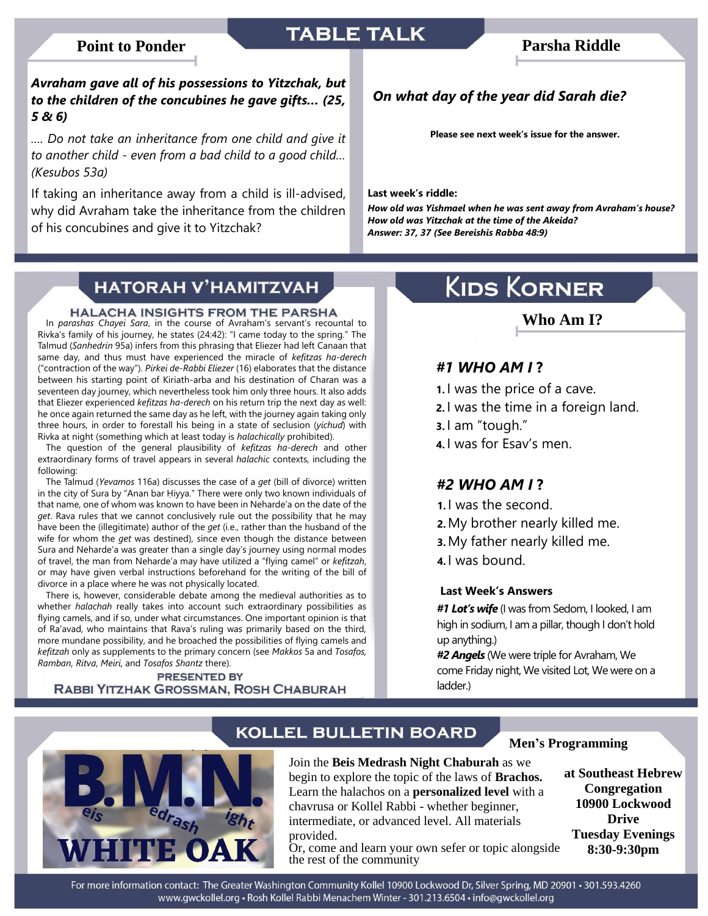# TABLE TALK

## Point to Ponder

***Avraham gave all of his possessions to Yitzchak, but to the children of the concubines he gave gifts... (25, 5 & 6)***

*.... Do not take an inheritance from one child and give it to another child - even from a bad child to a good child... (Kesubos 53a)*

If taking an inheritance away from a child is ill-advised, why did Avraham take the inheritance from the children of his concubines and give it to Yitzchak?

## Parsha Riddle

***On what day of the year did Sarah die?***

**Please see next week's issue for the answer.**

**Last week's riddle:**

***How old was Yishmael when he was sent away from Avraham's house? How old was Yitzchak at the time of the Akeida?***

***Answer: 37, 37 (See Bereishis Rabba 48:9)***

# HATORAH V'HAMITZVAH

## HALACHA INSIGHTS FROM THE PARSHA

In *parashas Chayei Sara*, in the course of Avraham's servant's recountal to Rivka's family of his journey, he states (24:42): "I came today to the spring." The Talmud (*Sanhedrin* 95a) infers from this phrasing that Eliezer had left Canaan that same day, and thus must have experienced the miracle of *kefitzas ha-derech* ("contraction of the way"). *Pirkei de-Rabbi Eliezer* (16) elaborates that the distance between his starting point of Kiriath-arba and his destination of Charan was a seventeen day journey, which nevertheless took him only three hours. It also adds that Eliezer experienced *kefitzas ha-derech* on his return trip the next day as well: he once again returned the same day as he left, with the journey again taking only three hours, in order to forestall his being in a state of seclusion (*yichud*) with Rivka at night (something which at least today is *halachically* prohibited).

The question of the general plausibility of *kefitzas ha-derech* and other extraordinary forms of travel appears in several *halachic* contexts, including the following:

The Talmud (*Yevamos* 116a) discusses the case of a *get* (bill of divorce) written in the city of Sura by "Anan bar Ḥiyya." There were only two known individuals of that name, one of whom was known to have been in Neharde'a on the date of the *get*. Rava rules that we cannot conclusively rule out the possibility that he may have been the (illegitimate) author of the *get* (i.e., rather than the husband of the wife for whom the *get* was destined), since even though the distance between Sura and Neharde'a was greater than a single day's journey using normal modes of travel, the man from Neharde'a may have utilized a "flying camel" or *kefitzah*, or may have given verbal instructions beforehand for the writing of the bill of divorce in a place where he was not physically located.

There is, however, considerable debate among the medieval authorities as to whether *halachah* really takes into account such extraordinary possibilities as flying camels, and if so, under what circumstances. One important opinion is that of Ra'avad, who maintains that Rava's ruling was primarily based on the third, more mundane possibility, and he broached the possibilities of flying camels and *kefitzah* only as supplements to the primary concern (see *Makkos* 5a and *Tosafos, Ramban, Ritva, Meiri,* and *Tosafos Shantz* there).

PRESENTED BY
RABBI YITZHAK GROSSMAN, ROSH CHABURAH

# KIDS KORNER

## Who Am I?

### #1 WHO AM I ?

1. I was the price of a cave.
2. I was the time in a foreign land.
3. I am "tough."
4. I was for Esav's men.

### #2 WHO AM I ?

1. I was the second.
2. My brother nearly killed me.
3. My father nearly killed me.
4. I was bound.

**Last Week's Answers**

***#1 Lot's wife*** (I was from Sedom, I looked, I am high in sodium, I am a pillar, though I don't hold up anything.)

***#2 Angels*** (We were triple for Avraham, We come Friday night, We visited Lot, We were on a ladder.)

# KOLLEL BULLETIN BOARD

B.M.N. — Beis Medrash Night — WHITE OAK

Join the **Beis Medrash Night Chaburah** as we begin to explore the topic of the laws of **Brachos.** Learn the halachos on a **personalized level** with a chavrusa or Kollel Rabbi - whether beginner, intermediate, or advanced level. All materials provided.
Or, come and learn your own sefer or topic alongside the rest of the community

**Men's Programming**

**at Southeast Hebrew Congregation**
**10900 Lockwood Drive**
**Tuesday Evenings**
**8:30-9:30pm**

For more information contact: The Greater Washington Community Kollel 10900 Lockwood Dr, Silver Spring, MD 20901 • 301.593.4260
www.gwckollel.org • Rosh Kollel Rabbi Menachem Winter - 301.213.6504 • info@gwckollel.org